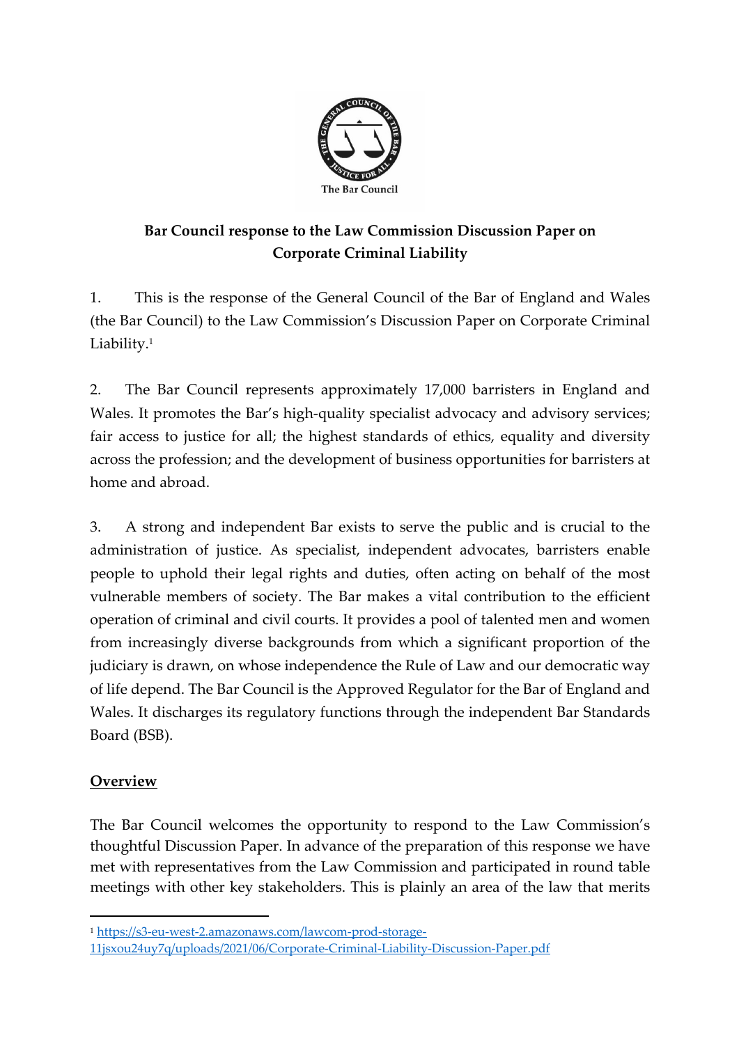The Bar Council

**Bar Council response to the Law Commission Discussion Paper on Corporate Criminal Liability**

1. This is the response of the General Council of the Bar of England and Wales (the Bar Council) to the Law Commission's Discussion Paper on Corporate Criminal Liability.[1]

2. The Bar Council represents approximately 17,000 barristers in England and Wales. It promotes the Bar's high-quality specialist advocacy and advisory services; fair access to justice for all; the highest standards of ethics, equality and diversity across the profession; and the development of business opportunities for barristers at home and abroad.

3. A strong and independent Bar exists to serve the public and is crucial to the administration of justice. As specialist, independent advocates, barristers enable people to uphold their legal rights and duties, often acting on behalf of the most vulnerable members of society. The Bar makes a vital contribution to the efficient operation of criminal and civil courts. It provides a pool of talented men and women from increasingly diverse backgrounds from which a significant proportion of the judiciary is drawn, on whose independence the Rule of Law and our democratic way of life depend. The Bar Council is the Approved Regulator for the Bar of England and Wales. It discharges its regulatory functions through the independent Bar Standards Board (BSB).

## Overview

The Bar Council welcomes the opportunity to respond to the Law Commission's thoughtful Discussion Paper. In advance of the preparation of this response we have met with representatives from the Law Commission and participated in round table meetings with other key stakeholders. This is plainly an area of the law that merits

---

[1] https://s3-eu-west-2.amazonaws.com/lawcom-prod-storage-11jsxou24uy7q/uploads/2021/06/Corporate-Criminal-Liability-Discussion-Paper.pdf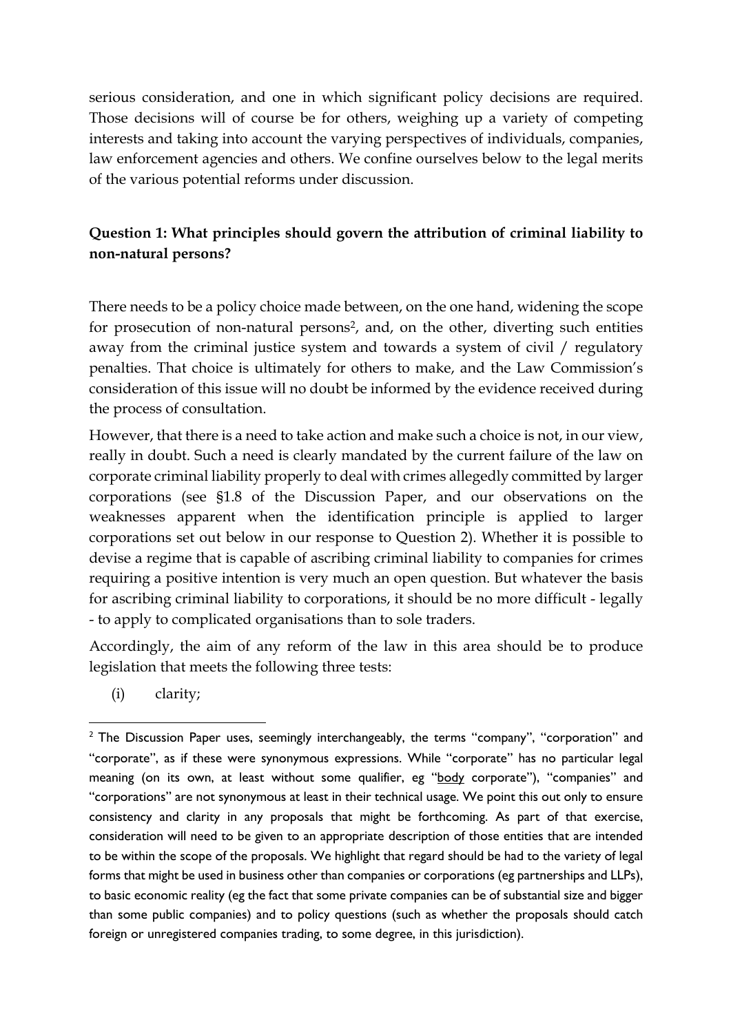serious consideration, and one in which significant policy decisions are required. Those decisions will of course be for others, weighing up a variety of competing interests and taking into account the varying perspectives of individuals, companies, law enforcement agencies and others. We confine ourselves below to the legal merits of the various potential reforms under discussion.

**Question 1: What principles should govern the attribution of criminal liability to non-natural persons?**

There needs to be a policy choice made between, on the one hand, widening the scope for prosecution of non-natural persons[2], and, on the other, diverting such entities away from the criminal justice system and towards a system of civil / regulatory penalties. That choice is ultimately for others to make, and the Law Commission's consideration of this issue will no doubt be informed by the evidence received during the process of consultation.

However, that there is a need to take action and make such a choice is not, in our view, really in doubt. Such a need is clearly mandated by the current failure of the law on corporate criminal liability properly to deal with crimes allegedly committed by larger corporations (see §1.8 of the Discussion Paper, and our observations on the weaknesses apparent when the identification principle is applied to larger corporations set out below in our response to Question 2). Whether it is possible to devise a regime that is capable of ascribing criminal liability to companies for crimes requiring a positive intention is very much an open question. But whatever the basis for ascribing criminal liability to corporations, it should be no more difficult - legally - to apply to complicated organisations than to sole traders.

Accordingly, the aim of any reform of the law in this area should be to produce legislation that meets the following three tests:

(i) clarity;

[2] The Discussion Paper uses, seemingly interchangeably, the terms "company", "corporation" and "corporate", as if these were synonymous expressions. While "corporate" has no particular legal meaning (on its own, at least without some qualifier, eg "body corporate"), "companies" and "corporations" are not synonymous at least in their technical usage. We point this out only to ensure consistency and clarity in any proposals that might be forthcoming. As part of that exercise, consideration will need to be given to an appropriate description of those entities that are intended to be within the scope of the proposals. We highlight that regard should be had to the variety of legal forms that might be used in business other than companies or corporations (eg partnerships and LLPs), to basic economic reality (eg the fact that some private companies can be of substantial size and bigger than some public companies) and to policy questions (such as whether the proposals should catch foreign or unregistered companies trading, to some degree, in this jurisdiction).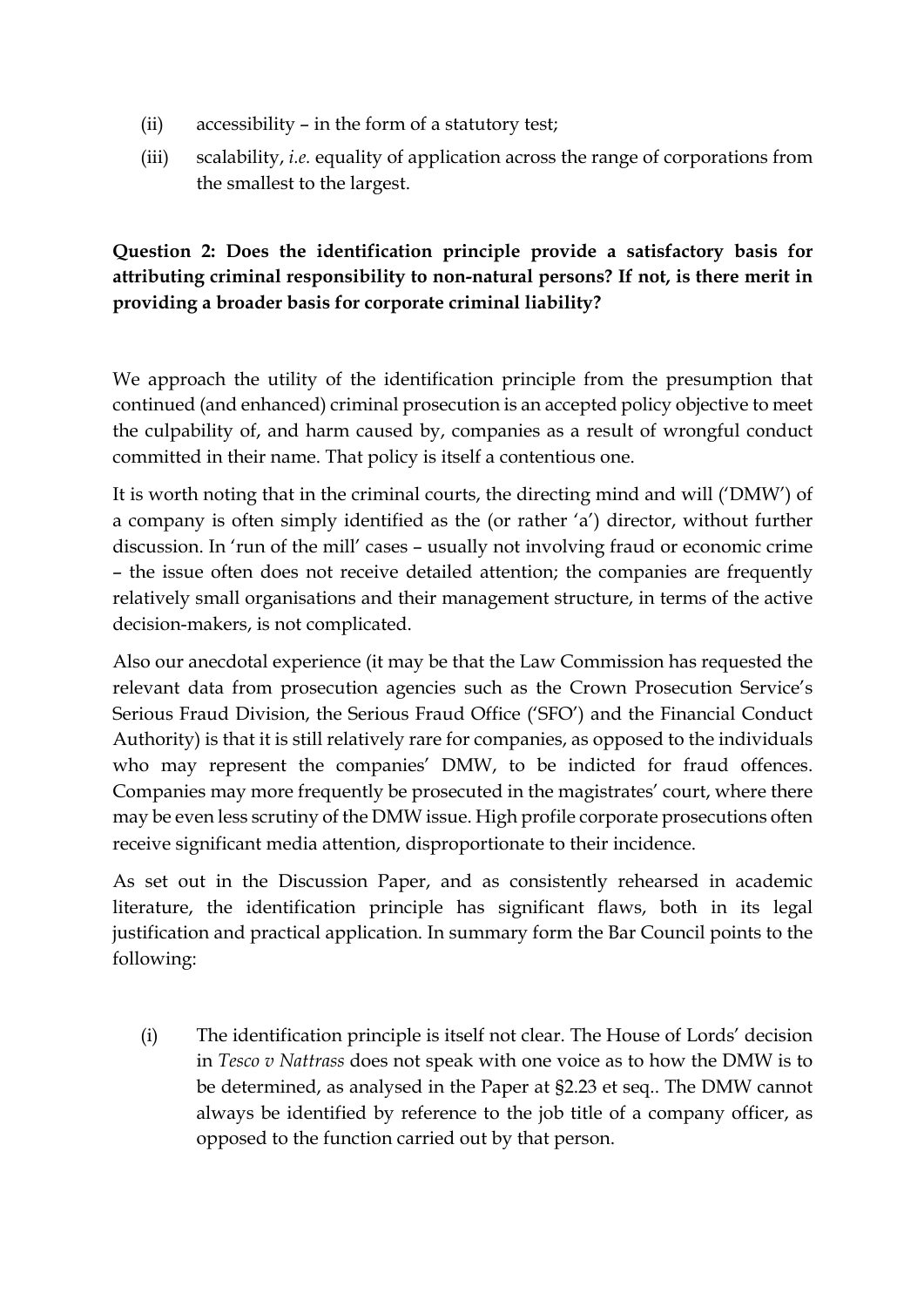(ii) accessibility – in the form of a statutory test;

(iii) scalability, *i.e.* equality of application across the range of corporations from the smallest to the largest.

**Question 2: Does the identification principle provide a satisfactory basis for attributing criminal responsibility to non-natural persons? If not, is there merit in providing a broader basis for corporate criminal liability?**

We approach the utility of the identification principle from the presumption that continued (and enhanced) criminal prosecution is an accepted policy objective to meet the culpability of, and harm caused by, companies as a result of wrongful conduct committed in their name. That policy is itself a contentious one.

It is worth noting that in the criminal courts, the directing mind and will ('DMW') of a company is often simply identified as the (or rather 'a') director, without further discussion. In 'run of the mill' cases – usually not involving fraud or economic crime – the issue often does not receive detailed attention; the companies are frequently relatively small organisations and their management structure, in terms of the active decision-makers, is not complicated.

Also our anecdotal experience (it may be that the Law Commission has requested the relevant data from prosecution agencies such as the Crown Prosecution Service's Serious Fraud Division, the Serious Fraud Office ('SFO') and the Financial Conduct Authority) is that it is still relatively rare for companies, as opposed to the individuals who may represent the companies' DMW, to be indicted for fraud offences. Companies may more frequently be prosecuted in the magistrates' court, where there may be even less scrutiny of the DMW issue. High profile corporate prosecutions often receive significant media attention, disproportionate to their incidence.

As set out in the Discussion Paper, and as consistently rehearsed in academic literature, the identification principle has significant flaws, both in its legal justification and practical application. In summary form the Bar Council points to the following:

(i) The identification principle is itself not clear. The House of Lords' decision in *Tesco v Nattrass* does not speak with one voice as to how the DMW is to be determined, as analysed in the Paper at §2.23 et seq.. The DMW cannot always be identified by reference to the job title of a company officer, as opposed to the function carried out by that person.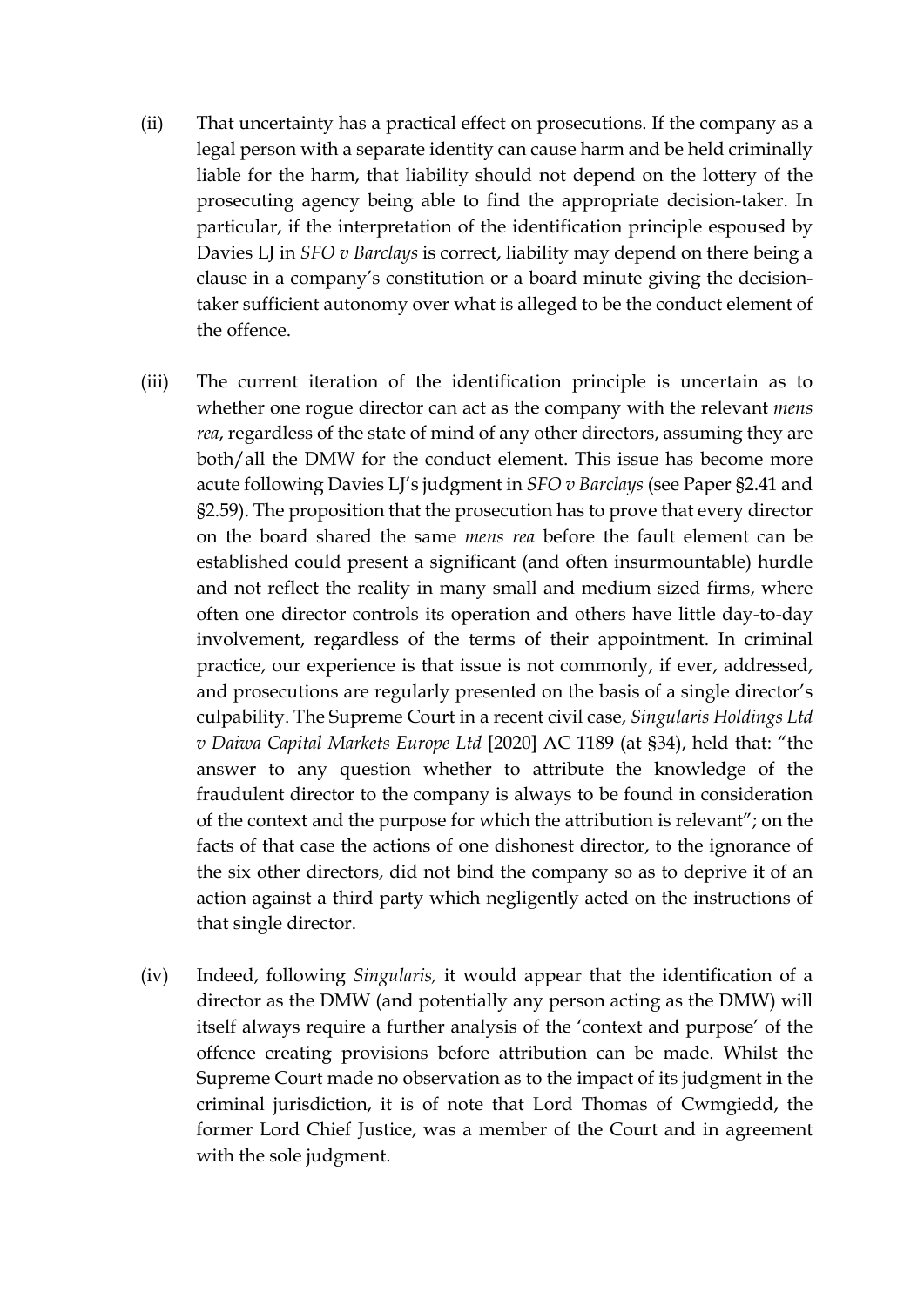(ii) That uncertainty has a practical effect on prosecutions. If the company as a legal person with a separate identity can cause harm and be held criminally liable for the harm, that liability should not depend on the lottery of the prosecuting agency being able to find the appropriate decision-taker. In particular, if the interpretation of the identification principle espoused by Davies LJ in *SFO v Barclays* is correct, liability may depend on there being a clause in a company's constitution or a board minute giving the decision-taker sufficient autonomy over what is alleged to be the conduct element of the offence.

(iii) The current iteration of the identification principle is uncertain as to whether one rogue director can act as the company with the relevant *mens rea*, regardless of the state of mind of any other directors, assuming they are both/all the DMW for the conduct element. This issue has become more acute following Davies LJ's judgment in *SFO v Barclays* (see Paper §2.41 and §2.59). The proposition that the prosecution has to prove that every director on the board shared the same *mens rea* before the fault element can be established could present a significant (and often insurmountable) hurdle and not reflect the reality in many small and medium sized firms, where often one director controls its operation and others have little day-to-day involvement, regardless of the terms of their appointment. In criminal practice, our experience is that issue is not commonly, if ever, addressed, and prosecutions are regularly presented on the basis of a single director's culpability. The Supreme Court in a recent civil case, *Singularis Holdings Ltd v Daiwa Capital Markets Europe Ltd* [2020] AC 1189 (at §34), held that: "the answer to any question whether to attribute the knowledge of the fraudulent director to the company is always to be found in consideration of the context and the purpose for which the attribution is relevant"; on the facts of that case the actions of one dishonest director, to the ignorance of the six other directors, did not bind the company so as to deprive it of an action against a third party which negligently acted on the instructions of that single director.

(iv) Indeed, following *Singularis,* it would appear that the identification of a director as the DMW (and potentially any person acting as the DMW) will itself always require a further analysis of the 'context and purpose' of the offence creating provisions before attribution can be made. Whilst the Supreme Court made no observation as to the impact of its judgment in the criminal jurisdiction, it is of note that Lord Thomas of Cwmgiedd, the former Lord Chief Justice, was a member of the Court and in agreement with the sole judgment.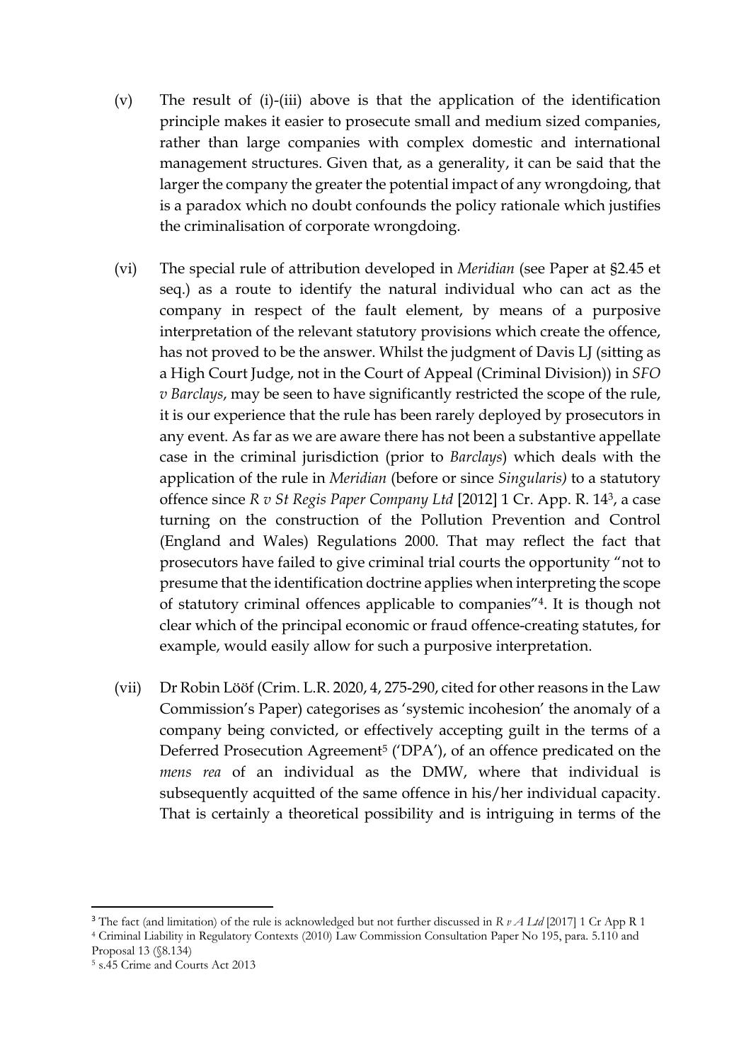(v) The result of (i)-(iii) above is that the application of the identification principle makes it easier to prosecute small and medium sized companies, rather than large companies with complex domestic and international management structures. Given that, as a generality, it can be said that the larger the company the greater the potential impact of any wrongdoing, that is a paradox which no doubt confounds the policy rationale which justifies the criminalisation of corporate wrongdoing.

(vi) The special rule of attribution developed in *Meridian* (see Paper at §2.45 et seq.) as a route to identify the natural individual who can act as the company in respect of the fault element, by means of a purposive interpretation of the relevant statutory provisions which create the offence, has not proved to be the answer. Whilst the judgment of Davis LJ (sitting as a High Court Judge, not in the Court of Appeal (Criminal Division)) in *SFO v Barclays*, may be seen to have significantly restricted the scope of the rule, it is our experience that the rule has been rarely deployed by prosecutors in any event. As far as we are aware there has not been a substantive appellate case in the criminal jurisdiction (prior to *Barclays*) which deals with the application of the rule in *Meridian* (before or since *Singularis)* to a statutory offence since *R v St Regis Paper Company Ltd* [2012] 1 Cr. App. R. 14[3], a case turning on the construction of the Pollution Prevention and Control (England and Wales) Regulations 2000. That may reflect the fact that prosecutors have failed to give criminal trial courts the opportunity "not to presume that the identification doctrine applies when interpreting the scope of statutory criminal offences applicable to companies"[4]. It is though not clear which of the principal economic or fraud offence-creating statutes, for example, would easily allow for such a purposive interpretation.

(vii) Dr Robin Lööf (Crim. L.R. 2020, 4, 275-290, cited for other reasons in the Law Commission's Paper) categorises as 'systemic incohesion' the anomaly of a company being convicted, or effectively accepting guilt in the terms of a Deferred Prosecution Agreement[5] ('DPA'), of an offence predicated on the *mens rea* of an individual as the DMW, where that individual is subsequently acquitted of the same offence in his/her individual capacity. That is certainly a theoretical possibility and is intriguing in terms of the

---

[3] The fact (and limitation) of the rule is acknowledged but not further discussed in *R v A Ltd* [2017] 1 Cr App R 1

[4] Criminal Liability in Regulatory Contexts (2010) Law Commission Consultation Paper No 195, para. 5.110 and Proposal 13 (§8.134)

[5] s.45 Crime and Courts Act 2013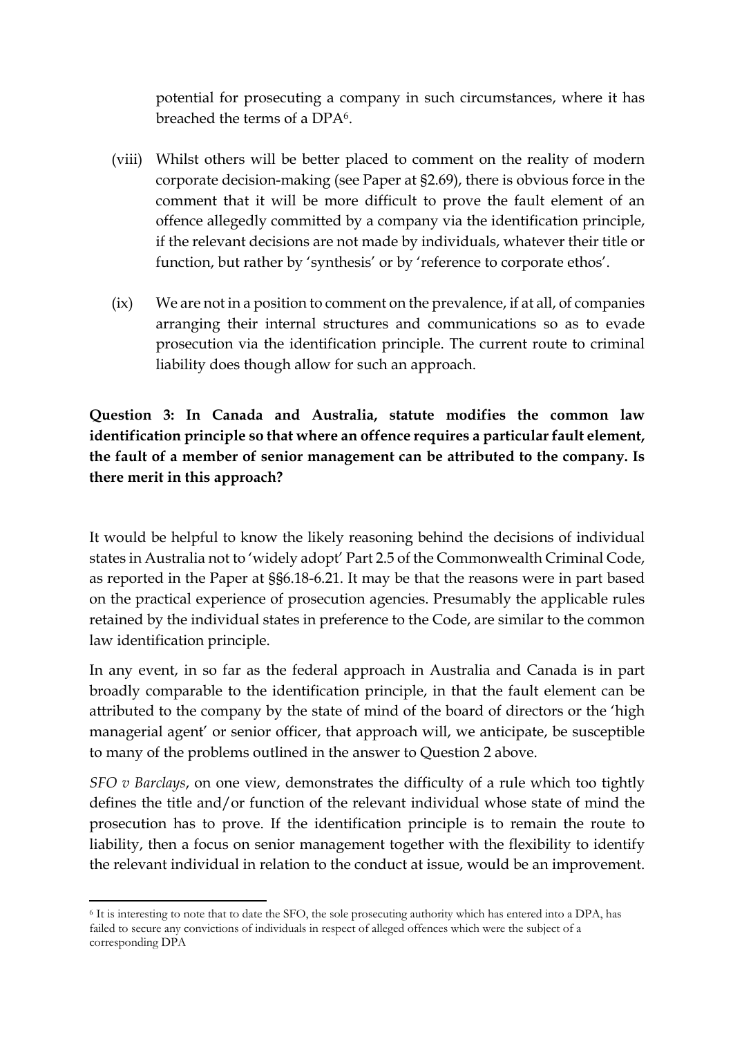potential for prosecuting a company in such circumstances, where it has breached the terms of a DPA[6].

(viii) Whilst others will be better placed to comment on the reality of modern corporate decision-making (see Paper at §2.69), there is obvious force in the comment that it will be more difficult to prove the fault element of an offence allegedly committed by a company via the identification principle, if the relevant decisions are not made by individuals, whatever their title or function, but rather by 'synthesis' or by 'reference to corporate ethos'.

(ix) We are not in a position to comment on the prevalence, if at all, of companies arranging their internal structures and communications so as to evade prosecution via the identification principle. The current route to criminal liability does though allow for such an approach.

**Question 3: In Canada and Australia, statute modifies the common law identification principle so that where an offence requires a particular fault element, the fault of a member of senior management can be attributed to the company. Is there merit in this approach?**

It would be helpful to know the likely reasoning behind the decisions of individual states in Australia not to 'widely adopt' Part 2.5 of the Commonwealth Criminal Code, as reported in the Paper at §§6.18-6.21. It may be that the reasons were in part based on the practical experience of prosecution agencies. Presumably the applicable rules retained by the individual states in preference to the Code, are similar to the common law identification principle.

In any event, in so far as the federal approach in Australia and Canada is in part broadly comparable to the identification principle, in that the fault element can be attributed to the company by the state of mind of the board of directors or the 'high managerial agent' or senior officer, that approach will, we anticipate, be susceptible to many of the problems outlined in the answer to Question 2 above.

*SFO v Barclays*, on one view, demonstrates the difficulty of a rule which too tightly defines the title and/or function of the relevant individual whose state of mind the prosecution has to prove. If the identification principle is to remain the route to liability, then a focus on senior management together with the flexibility to identify the relevant individual in relation to the conduct at issue, would be an improvement.

[6] It is interesting to note that to date the SFO, the sole prosecuting authority which has entered into a DPA, has failed to secure any convictions of individuals in respect of alleged offences which were the subject of a corresponding DPA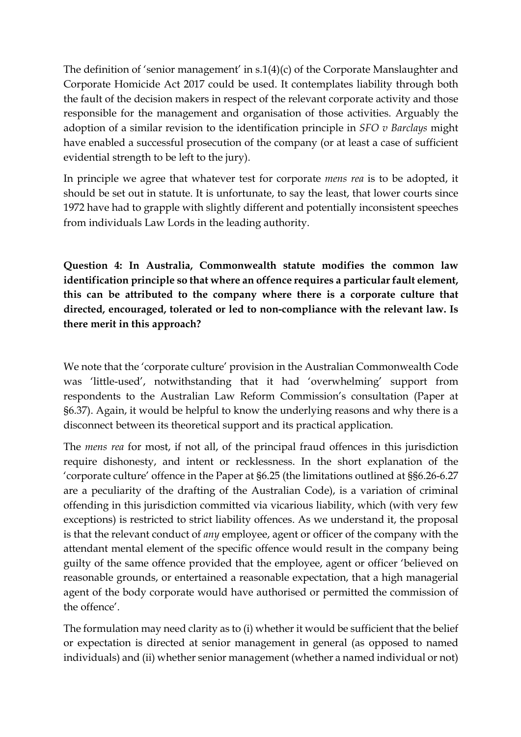The definition of 'senior management' in s.1(4)(c) of the Corporate Manslaughter and Corporate Homicide Act 2017 could be used. It contemplates liability through both the fault of the decision makers in respect of the relevant corporate activity and those responsible for the management and organisation of those activities. Arguably the adoption of a similar revision to the identification principle in *SFO v Barclays* might have enabled a successful prosecution of the company (or at least a case of sufficient evidential strength to be left to the jury).

In principle we agree that whatever test for corporate *mens rea* is to be adopted, it should be set out in statute. It is unfortunate, to say the least, that lower courts since 1972 have had to grapple with slightly different and potentially inconsistent speeches from individuals Law Lords in the leading authority.

**Question 4: In Australia, Commonwealth statute modifies the common law identification principle so that where an offence requires a particular fault element, this can be attributed to the company where there is a corporate culture that directed, encouraged, tolerated or led to non-compliance with the relevant law. Is there merit in this approach?**

We note that the 'corporate culture' provision in the Australian Commonwealth Code was 'little-used', notwithstanding that it had 'overwhelming' support from respondents to the Australian Law Reform Commission's consultation (Paper at §6.37). Again, it would be helpful to know the underlying reasons and why there is a disconnect between its theoretical support and its practical application.

The *mens rea* for most, if not all, of the principal fraud offences in this jurisdiction require dishonesty, and intent or recklessness. In the short explanation of the 'corporate culture' offence in the Paper at §6.25 (the limitations outlined at §§6.26-6.27 are a peculiarity of the drafting of the Australian Code), is a variation of criminal offending in this jurisdiction committed via vicarious liability, which (with very few exceptions) is restricted to strict liability offences. As we understand it, the proposal is that the relevant conduct of *any* employee, agent or officer of the company with the attendant mental element of the specific offence would result in the company being guilty of the same offence provided that the employee, agent or officer 'believed on reasonable grounds, or entertained a reasonable expectation, that a high managerial agent of the body corporate would have authorised or permitted the commission of the offence'.

The formulation may need clarity as to (i) whether it would be sufficient that the belief or expectation is directed at senior management in general (as opposed to named individuals) and (ii) whether senior management (whether a named individual or not)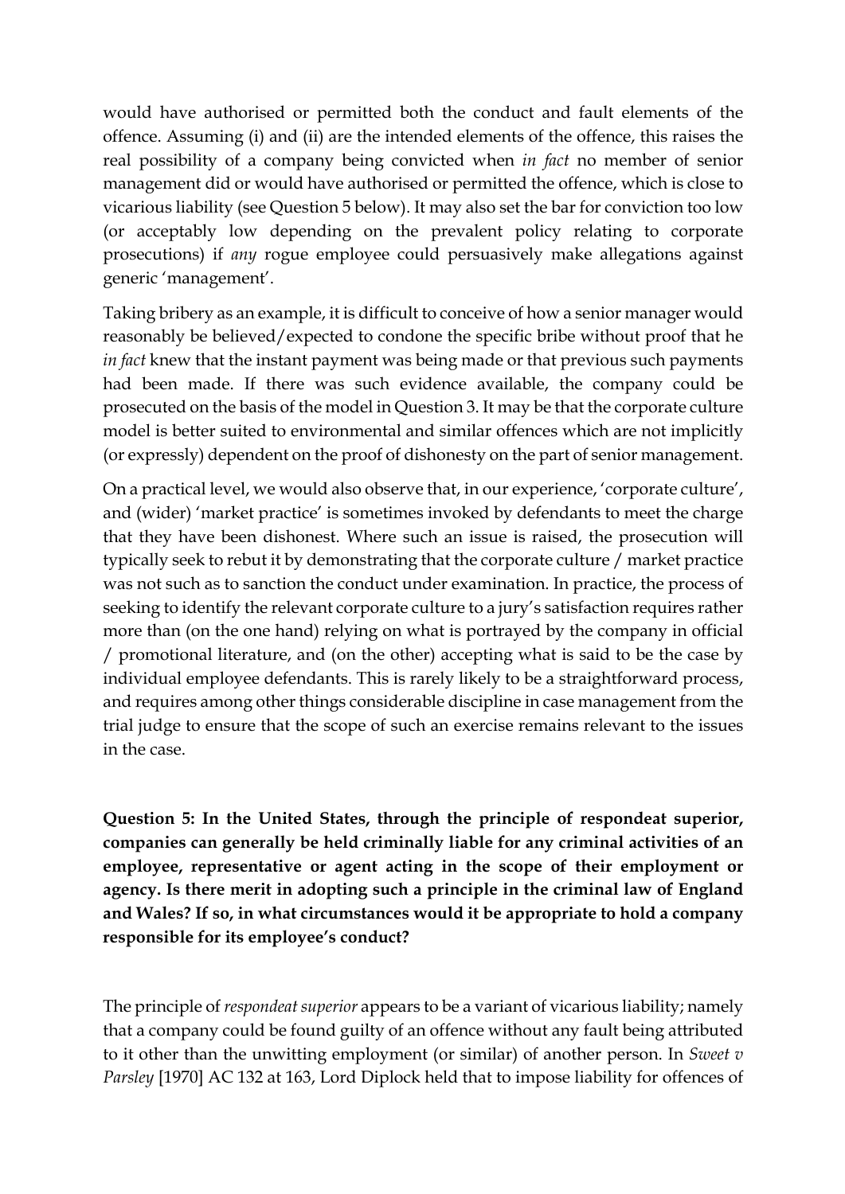would have authorised or permitted both the conduct and fault elements of the offence. Assuming (i) and (ii) are the intended elements of the offence, this raises the real possibility of a company being convicted when *in fact* no member of senior management did or would have authorised or permitted the offence, which is close to vicarious liability (see Question 5 below). It may also set the bar for conviction too low (or acceptably low depending on the prevalent policy relating to corporate prosecutions) if *any* rogue employee could persuasively make allegations against generic 'management'.

Taking bribery as an example, it is difficult to conceive of how a senior manager would reasonably be believed/expected to condone the specific bribe without proof that he *in fact* knew that the instant payment was being made or that previous such payments had been made. If there was such evidence available, the company could be prosecuted on the basis of the model in Question 3. It may be that the corporate culture model is better suited to environmental and similar offences which are not implicitly (or expressly) dependent on the proof of dishonesty on the part of senior management.

On a practical level, we would also observe that, in our experience, 'corporate culture', and (wider) 'market practice' is sometimes invoked by defendants to meet the charge that they have been dishonest. Where such an issue is raised, the prosecution will typically seek to rebut it by demonstrating that the corporate culture / market practice was not such as to sanction the conduct under examination. In practice, the process of seeking to identify the relevant corporate culture to a jury's satisfaction requires rather more than (on the one hand) relying on what is portrayed by the company in official / promotional literature, and (on the other) accepting what is said to be the case by individual employee defendants. This is rarely likely to be a straightforward process, and requires among other things considerable discipline in case management from the trial judge to ensure that the scope of such an exercise remains relevant to the issues in the case.

**Question 5: In the United States, through the principle of respondeat superior, companies can generally be held criminally liable for any criminal activities of an employee, representative or agent acting in the scope of their employment or agency. Is there merit in adopting such a principle in the criminal law of England and Wales? If so, in what circumstances would it be appropriate to hold a company responsible for its employee's conduct?**

The principle of *respondeat superior* appears to be a variant of vicarious liability; namely that a company could be found guilty of an offence without any fault being attributed to it other than the unwitting employment (or similar) of another person. In *Sweet v Parsley* [1970] AC 132 at 163, Lord Diplock held that to impose liability for offences of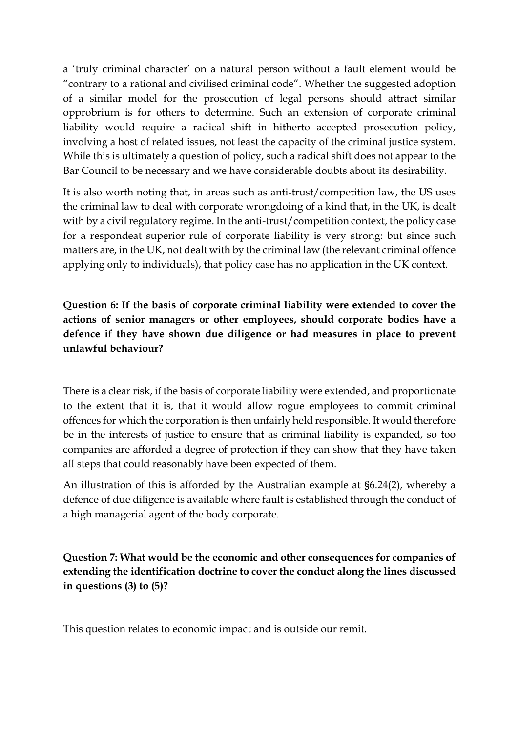a 'truly criminal character' on a natural person without a fault element would be "contrary to a rational and civilised criminal code". Whether the suggested adoption of a similar model for the prosecution of legal persons should attract similar opprobrium is for others to determine. Such an extension of corporate criminal liability would require a radical shift in hitherto accepted prosecution policy, involving a host of related issues, not least the capacity of the criminal justice system. While this is ultimately a question of policy, such a radical shift does not appear to the Bar Council to be necessary and we have considerable doubts about its desirability.

It is also worth noting that, in areas such as anti-trust/competition law, the US uses the criminal law to deal with corporate wrongdoing of a kind that, in the UK, is dealt with by a civil regulatory regime. In the anti-trust/competition context, the policy case for a respondeat superior rule of corporate liability is very strong: but since such matters are, in the UK, not dealt with by the criminal law (the relevant criminal offence applying only to individuals), that policy case has no application in the UK context.

**Question 6: If the basis of corporate criminal liability were extended to cover the actions of senior managers or other employees, should corporate bodies have a defence if they have shown due diligence or had measures in place to prevent unlawful behaviour?**

There is a clear risk, if the basis of corporate liability were extended, and proportionate to the extent that it is, that it would allow rogue employees to commit criminal offences for which the corporation is then unfairly held responsible. It would therefore be in the interests of justice to ensure that as criminal liability is expanded, so too companies are afforded a degree of protection if they can show that they have taken all steps that could reasonably have been expected of them.

An illustration of this is afforded by the Australian example at §6.24(2), whereby a defence of due diligence is available where fault is established through the conduct of a high managerial agent of the body corporate.

**Question 7: What would be the economic and other consequences for companies of extending the identification doctrine to cover the conduct along the lines discussed in questions (3) to (5)?**

This question relates to economic impact and is outside our remit.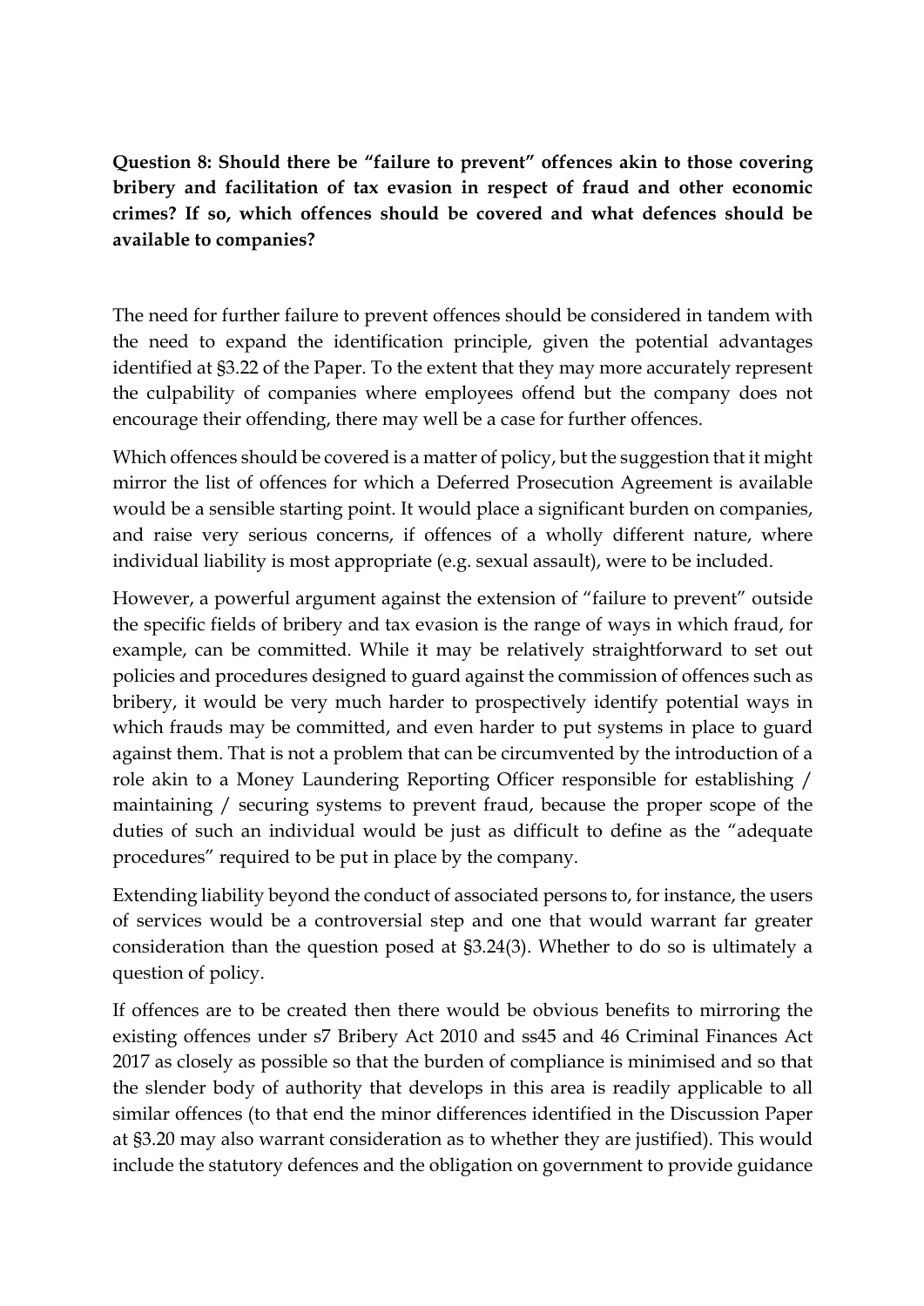**Question 8: Should there be "failure to prevent" offences akin to those covering bribery and facilitation of tax evasion in respect of fraud and other economic crimes? If so, which offences should be covered and what defences should be available to companies?**

The need for further failure to prevent offences should be considered in tandem with the need to expand the identification principle, given the potential advantages identified at §3.22 of the Paper. To the extent that they may more accurately represent the culpability of companies where employees offend but the company does not encourage their offending, there may well be a case for further offences.

Which offences should be covered is a matter of policy, but the suggestion that it might mirror the list of offences for which a Deferred Prosecution Agreement is available would be a sensible starting point. It would place a significant burden on companies, and raise very serious concerns, if offences of a wholly different nature, where individual liability is most appropriate (e.g. sexual assault), were to be included.

However, a powerful argument against the extension of "failure to prevent" outside the specific fields of bribery and tax evasion is the range of ways in which fraud, for example, can be committed. While it may be relatively straightforward to set out policies and procedures designed to guard against the commission of offences such as bribery, it would be very much harder to prospectively identify potential ways in which frauds may be committed, and even harder to put systems in place to guard against them. That is not a problem that can be circumvented by the introduction of a role akin to a Money Laundering Reporting Officer responsible for establishing / maintaining / securing systems to prevent fraud, because the proper scope of the duties of such an individual would be just as difficult to define as the "adequate procedures" required to be put in place by the company.

Extending liability beyond the conduct of associated persons to, for instance, the users of services would be a controversial step and one that would warrant far greater consideration than the question posed at §3.24(3). Whether to do so is ultimately a question of policy.

If offences are to be created then there would be obvious benefits to mirroring the existing offences under s7 Bribery Act 2010 and ss45 and 46 Criminal Finances Act 2017 as closely as possible so that the burden of compliance is minimised and so that the slender body of authority that develops in this area is readily applicable to all similar offences (to that end the minor differences identified in the Discussion Paper at §3.20 may also warrant consideration as to whether they are justified). This would include the statutory defences and the obligation on government to provide guidance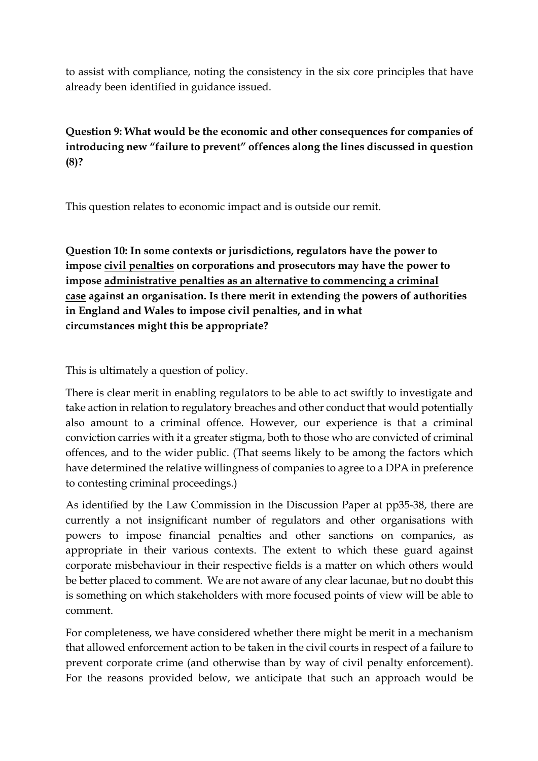to assist with compliance, noting the consistency in the six core principles that have already been identified in guidance issued.

**Question 9: What would be the economic and other consequences for companies of introducing new "failure to prevent" offences along the lines discussed in question (8)?**

This question relates to economic impact and is outside our remit.

**Question 10: In some contexts or jurisdictions, regulators have the power to impose <u>civil penalties</u> on corporations and prosecutors may have the power to impose <u>administrative penalties as an alternative to commencing a criminal case</u> against an organisation. Is there merit in extending the powers of authorities in England and Wales to impose civil penalties, and in what circumstances might this be appropriate?**

This is ultimately a question of policy.

There is clear merit in enabling regulators to be able to act swiftly to investigate and take action in relation to regulatory breaches and other conduct that would potentially also amount to a criminal offence. However, our experience is that a criminal conviction carries with it a greater stigma, both to those who are convicted of criminal offences, and to the wider public. (That seems likely to be among the factors which have determined the relative willingness of companies to agree to a DPA in preference to contesting criminal proceedings.)

As identified by the Law Commission in the Discussion Paper at pp35-38, there are currently a not insignificant number of regulators and other organisations with powers to impose financial penalties and other sanctions on companies, as appropriate in their various contexts. The extent to which these guard against corporate misbehaviour in their respective fields is a matter on which others would be better placed to comment. We are not aware of any clear lacunae, but no doubt this is something on which stakeholders with more focused points of view will be able to comment.

For completeness, we have considered whether there might be merit in a mechanism that allowed enforcement action to be taken in the civil courts in respect of a failure to prevent corporate crime (and otherwise than by way of civil penalty enforcement). For the reasons provided below, we anticipate that such an approach would be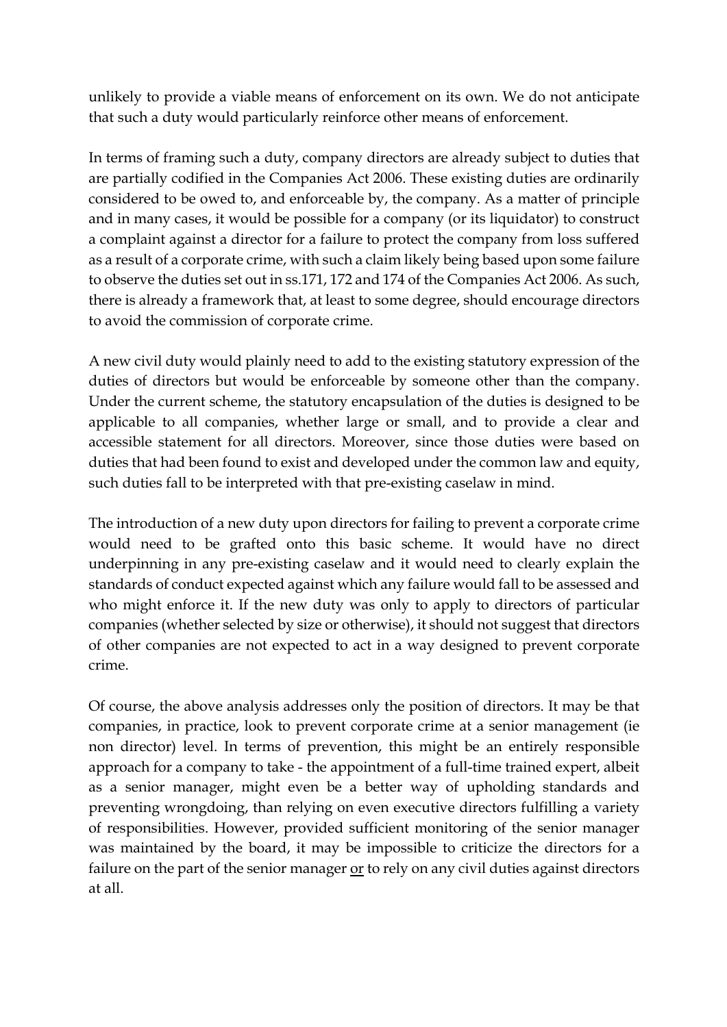unlikely to provide a viable means of enforcement on its own. We do not anticipate that such a duty would particularly reinforce other means of enforcement.

In terms of framing such a duty, company directors are already subject to duties that are partially codified in the Companies Act 2006. These existing duties are ordinarily considered to be owed to, and enforceable by, the company. As a matter of principle and in many cases, it would be possible for a company (or its liquidator) to construct a complaint against a director for a failure to protect the company from loss suffered as a result of a corporate crime, with such a claim likely being based upon some failure to observe the duties set out in ss.171, 172 and 174 of the Companies Act 2006. As such, there is already a framework that, at least to some degree, should encourage directors to avoid the commission of corporate crime.

A new civil duty would plainly need to add to the existing statutory expression of the duties of directors but would be enforceable by someone other than the company. Under the current scheme, the statutory encapsulation of the duties is designed to be applicable to all companies, whether large or small, and to provide a clear and accessible statement for all directors. Moreover, since those duties were based on duties that had been found to exist and developed under the common law and equity, such duties fall to be interpreted with that pre-existing caselaw in mind.

The introduction of a new duty upon directors for failing to prevent a corporate crime would need to be grafted onto this basic scheme. It would have no direct underpinning in any pre-existing caselaw and it would need to clearly explain the standards of conduct expected against which any failure would fall to be assessed and who might enforce it. If the new duty was only to apply to directors of particular companies (whether selected by size or otherwise), it should not suggest that directors of other companies are not expected to act in a way designed to prevent corporate crime.

Of course, the above analysis addresses only the position of directors. It may be that companies, in practice, look to prevent corporate crime at a senior management (ie non director) level. In terms of prevention, this might be an entirely responsible approach for a company to take - the appointment of a full-time trained expert, albeit as a senior manager, might even be a better way of upholding standards and preventing wrongdoing, than relying on even executive directors fulfilling a variety of responsibilities. However, provided sufficient monitoring of the senior manager was maintained by the board, it may be impossible to criticize the directors for a failure on the part of the senior manager <u>or</u> to rely on any civil duties against directors at all.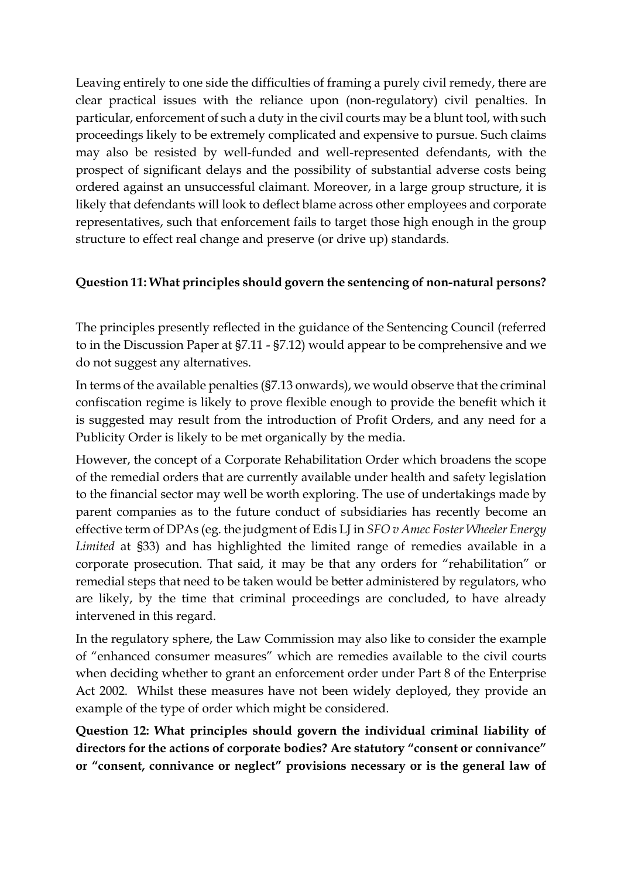Leaving entirely to one side the difficulties of framing a purely civil remedy, there are clear practical issues with the reliance upon (non-regulatory) civil penalties. In particular, enforcement of such a duty in the civil courts may be a blunt tool, with such proceedings likely to be extremely complicated and expensive to pursue. Such claims may also be resisted by well-funded and well-represented defendants, with the prospect of significant delays and the possibility of substantial adverse costs being ordered against an unsuccessful claimant. Moreover, in a large group structure, it is likely that defendants will look to deflect blame across other employees and corporate representatives, such that enforcement fails to target those high enough in the group structure to effect real change and preserve (or drive up) standards.

**Question 11: What principles should govern the sentencing of non-natural persons?**

The principles presently reflected in the guidance of the Sentencing Council (referred to in the Discussion Paper at §7.11 - §7.12) would appear to be comprehensive and we do not suggest any alternatives.

In terms of the available penalties (§7.13 onwards), we would observe that the criminal confiscation regime is likely to prove flexible enough to provide the benefit which it is suggested may result from the introduction of Profit Orders, and any need for a Publicity Order is likely to be met organically by the media.

However, the concept of a Corporate Rehabilitation Order which broadens the scope of the remedial orders that are currently available under health and safety legislation to the financial sector may well be worth exploring. The use of undertakings made by parent companies as to the future conduct of subsidiaries has recently become an effective term of DPAs (eg. the judgment of Edis LJ in *SFO v Amec Foster Wheeler Energy Limited* at §33) and has highlighted the limited range of remedies available in a corporate prosecution. That said, it may be that any orders for "rehabilitation" or remedial steps that need to be taken would be better administered by regulators, who are likely, by the time that criminal proceedings are concluded, to have already intervened in this regard.

In the regulatory sphere, the Law Commission may also like to consider the example of "enhanced consumer measures" which are remedies available to the civil courts when deciding whether to grant an enforcement order under Part 8 of the Enterprise Act 2002. Whilst these measures have not been widely deployed, they provide an example of the type of order which might be considered.

**Question 12: What principles should govern the individual criminal liability of directors for the actions of corporate bodies? Are statutory "consent or connivance" or "consent, connivance or neglect" provisions necessary or is the general law of**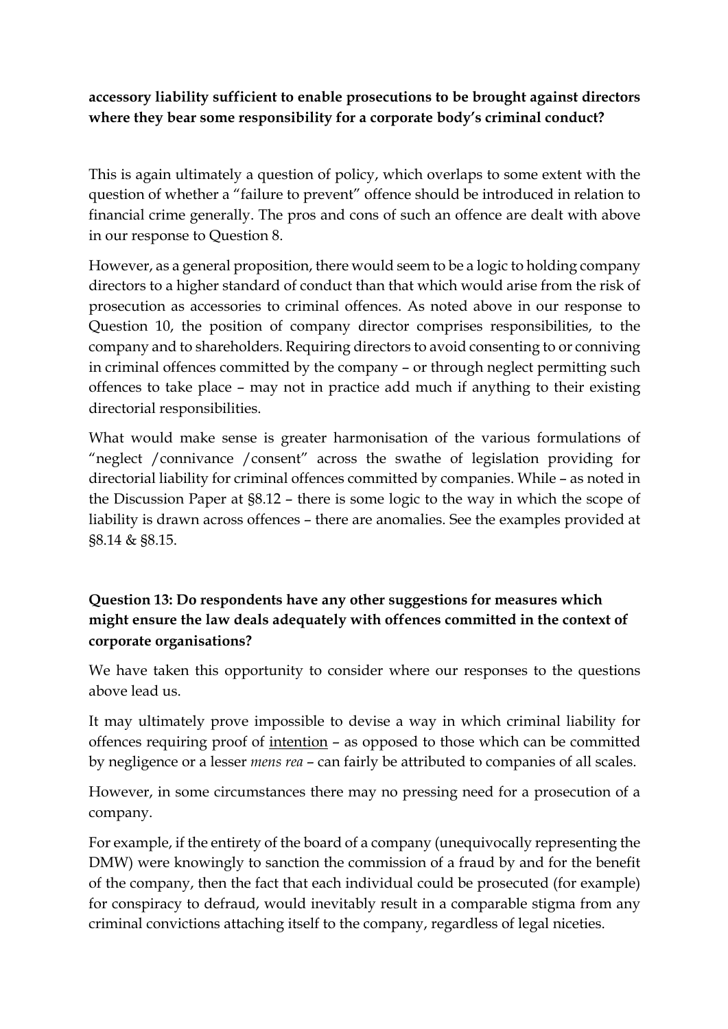**accessory liability sufficient to enable prosecutions to be brought against directors where they bear some responsibility for a corporate body's criminal conduct?**

This is again ultimately a question of policy, which overlaps to some extent with the question of whether a "failure to prevent" offence should be introduced in relation to financial crime generally. The pros and cons of such an offence are dealt with above in our response to Question 8.

However, as a general proposition, there would seem to be a logic to holding company directors to a higher standard of conduct than that which would arise from the risk of prosecution as accessories to criminal offences. As noted above in our response to Question 10, the position of company director comprises responsibilities, to the company and to shareholders. Requiring directors to avoid consenting to or conniving in criminal offences committed by the company – or through neglect permitting such offences to take place – may not in practice add much if anything to their existing directorial responsibilities.

What would make sense is greater harmonisation of the various formulations of "neglect /connivance /consent" across the swathe of legislation providing for directorial liability for criminal offences committed by companies. While – as noted in the Discussion Paper at §8.12 – there is some logic to the way in which the scope of liability is drawn across offences – there are anomalies. See the examples provided at §8.14 & §8.15.

**Question 13: Do respondents have any other suggestions for measures which might ensure the law deals adequately with offences committed in the context of corporate organisations?**

We have taken this opportunity to consider where our responses to the questions above lead us.

It may ultimately prove impossible to devise a way in which criminal liability for offences requiring proof of <u>intention</u> – as opposed to those which can be committed by negligence or a lesser *mens rea* – can fairly be attributed to companies of all scales.

However, in some circumstances there may no pressing need for a prosecution of a company.

For example, if the entirety of the board of a company (unequivocally representing the DMW) were knowingly to sanction the commission of a fraud by and for the benefit of the company, then the fact that each individual could be prosecuted (for example) for conspiracy to defraud, would inevitably result in a comparable stigma from any criminal convictions attaching itself to the company, regardless of legal niceties.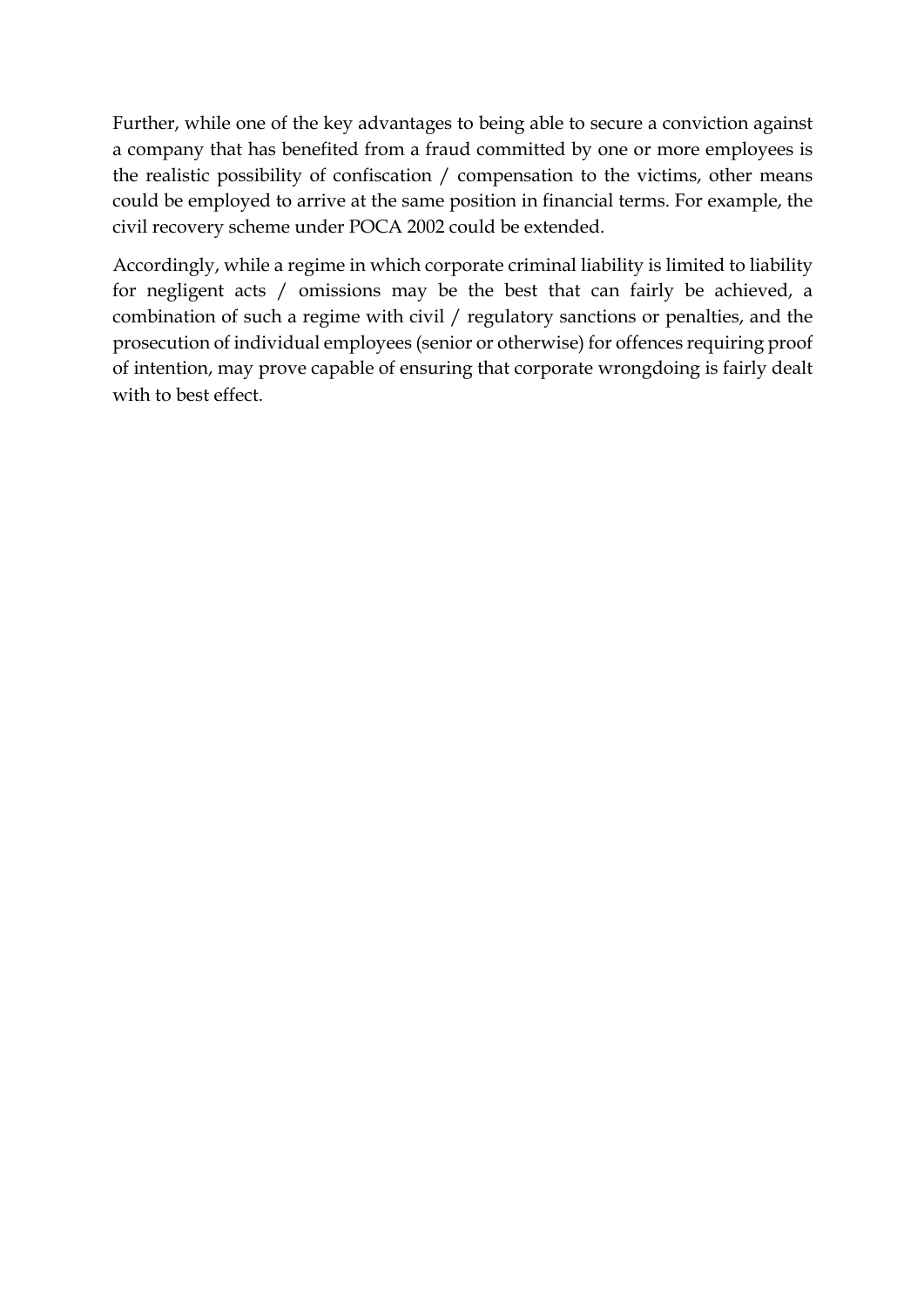Further, while one of the key advantages to being able to secure a conviction against a company that has benefited from a fraud committed by one or more employees is the realistic possibility of confiscation / compensation to the victims, other means could be employed to arrive at the same position in financial terms. For example, the civil recovery scheme under POCA 2002 could be extended.

Accordingly, while a regime in which corporate criminal liability is limited to liability for negligent acts / omissions may be the best that can fairly be achieved, a combination of such a regime with civil / regulatory sanctions or penalties, and the prosecution of individual employees (senior or otherwise) for offences requiring proof of intention, may prove capable of ensuring that corporate wrongdoing is fairly dealt with to best effect.